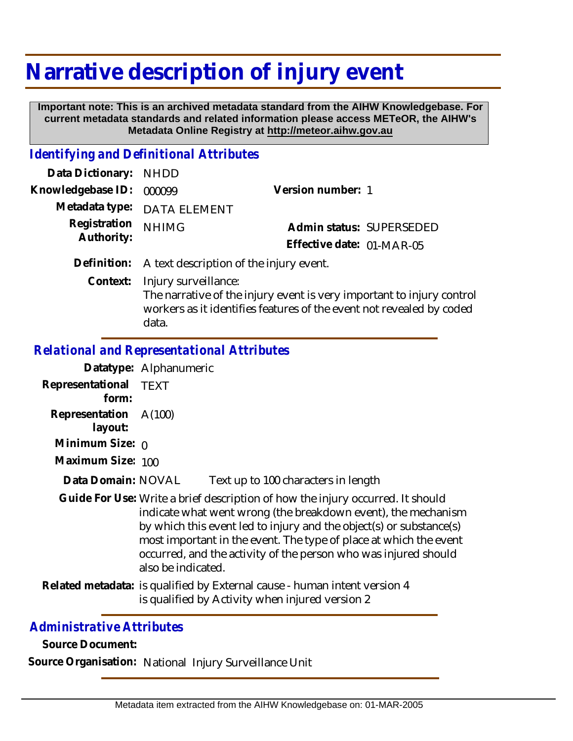# Narrative description of injury event

**Important note: This is an archived metadata standard from the AIHW Knowledgebase. For current metadata standards and related information please access METeOR, the AIHW's Metadata Online Registry at http://meteor.aihw.gov.au**

## *Identifying and Definitional Attributes*

**Data Dictionary:** NHDD

**Knowledgebase ID:** 000099

**Version number:** 1

**Metadata type:** DATA ELEMENT

**Registration Authority:** NHIMG

**Admin status:** SUPERSEDED

**Effective date:** 01-MAR-05

**Definition:** A text description of the injury event.

**Context:** Injury surveillance:
The narrative of the injury event is very important to injury control workers as it identifies features of the event not revealed by coded data.

## *Relational and Representational Attributes*

**Datatype:** Alphanumeric

**Representational form:** TEXT

**Representation layout:** A(100)

**Minimum Size:** 0

**Maximum Size:** 100

**Data Domain:** NOVAL Text up to 100 characters in length

**Guide For Use:** Write a brief description of how the injury occurred. It should indicate what went wrong (the breakdown event), the mechanism by which this event led to injury and the object(s) or substance(s) most important in the event. The type of place at which the event occurred, and the activity of the person who was injured should also be indicated.

**Related metadata:** is qualified by External cause - human intent version 4
is qualified by Activity when injured version 2

## *Administrative Attributes*

**Source Document:**

**Source Organisation:** National Injury Surveillance Unit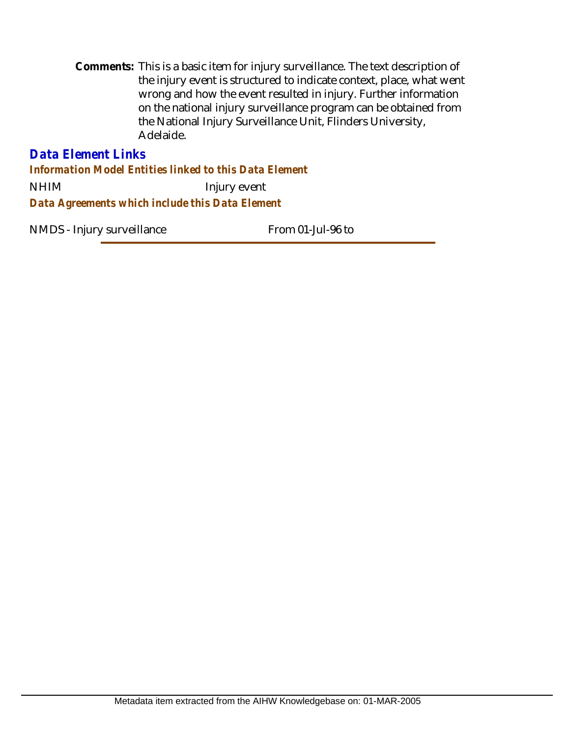**Comments:** This is a basic item for injury surveillance. The text description of the injury event is structured to indicate context, place, what went wrong and how the event resulted in injury. Further information on the national injury surveillance program can be obtained from the National Injury Surveillance Unit, Flinders University, Adelaide.

## Data Element Links

### Information Model Entities linked to this Data Element

NHIM    Injury event

### Data Agreements which include this Data Element

NMDS - Injury surveillance    From 01-Jul-96 to

Metadata item extracted from the AIHW Knowledgebase on: 01-MAR-2005